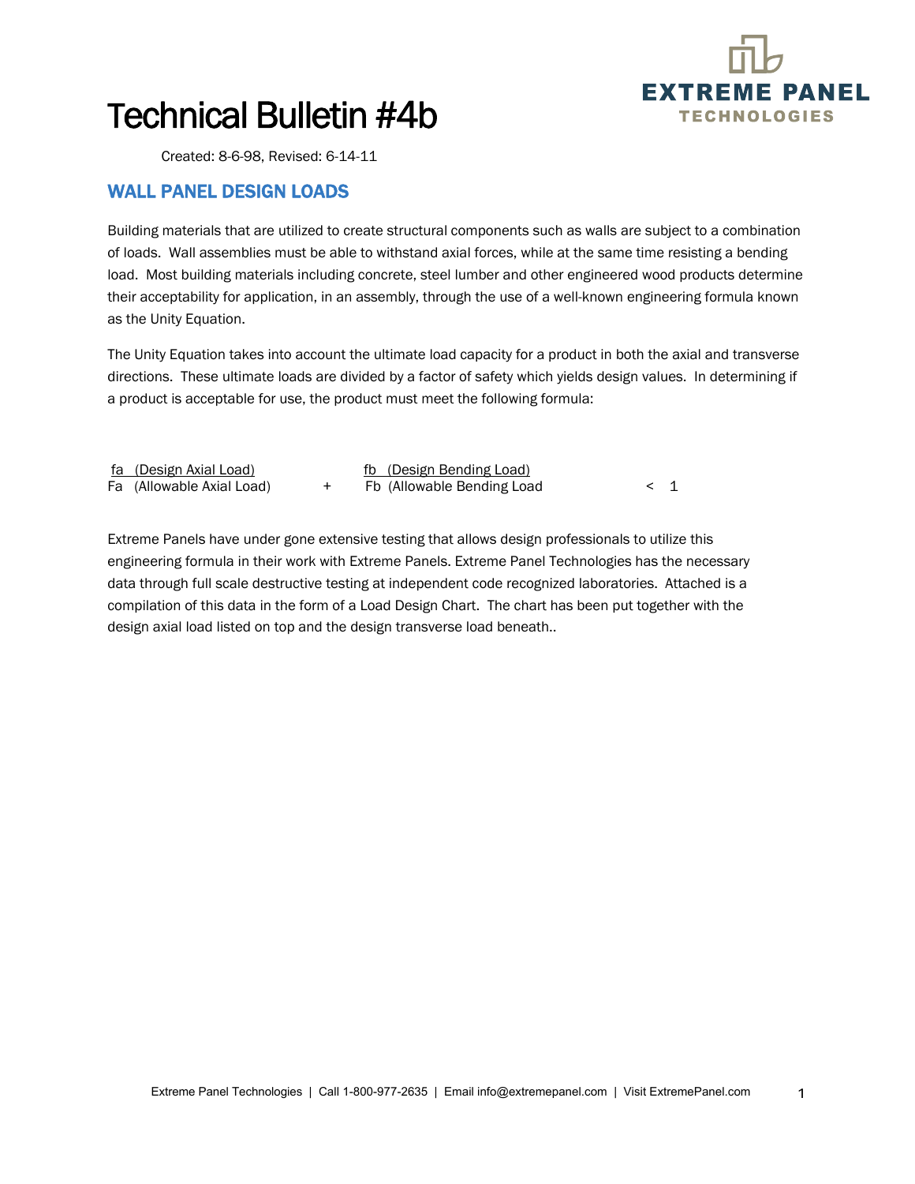# Technical Bulletin #4b

Created: 8-6-98, Revised: 6-14-11

## WALL PANEL DESIGN LOADS

Building materials that are utilized to create structural components such as walls are subject to a combination of loads. Wall assemblies must be able to withstand axial forces, while at the same time resisting a bending load. Most building materials including concrete, steel lumber and other engineered wood products determine their acceptability for application, in an assembly, through the use of a well-known engineering formula known as the Unity Equation.

The Unity Equation takes into account the ultimate load capacity for a product in both the axial and transverse directions. These ultimate loads are divided by a factor of safety which yields design values. In determining if a product is acceptable for use, the product must meet the following formula:

$$\frac{f_a \text{ (Design Axial Load)}}{F_a \text{ (Allowable Axial Load)}} + \frac{f_b \text{ (Design Bending Load)}}{F_b \text{ (Allowable Bending Load}} < 1$$

Extreme Panels have under gone extensive testing that allows design professionals to utilize this engineering formula in their work with Extreme Panels. Extreme Panel Technologies has the necessary data through full scale destructive testing at independent code recognized laboratories. Attached is a compilation of this data in the form of a Load Design Chart. The chart has been put together with the design axial load listed on top and the design transverse load beneath..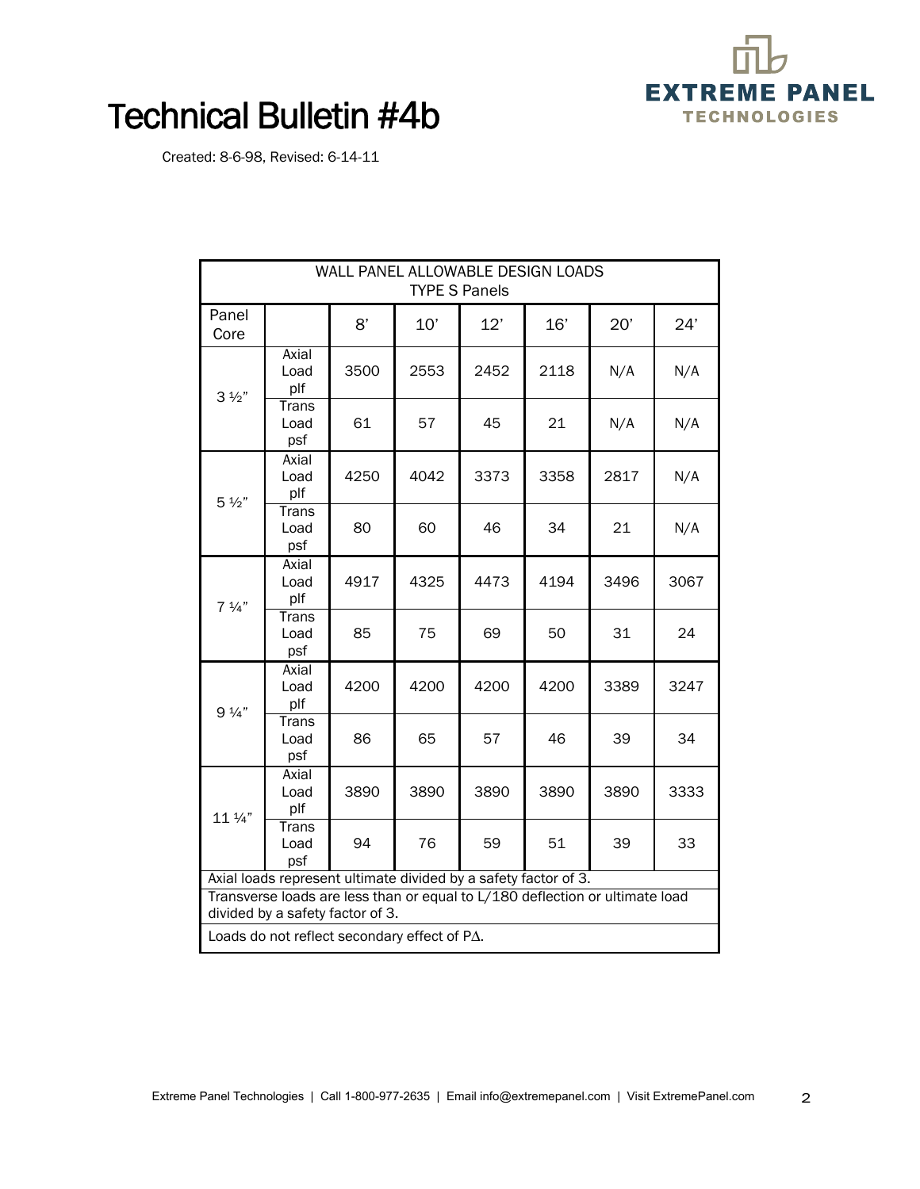# Technical Bulletin #4b

Created: 8-6-98, Revised: 6-14-11

| WALL PANEL ALLOWABLE DESIGN LOADS TYPE S Panels | | | | | | | |
|---|---|---|---|---|---|---|---|
| Panel Core | | 8' | 10' | 12' | 16' | 20' | 24' |
| 3 ½" | Axial Load plf | 3500 | 2553 | 2452 | 2118 | N/A | N/A |
| | Trans Load psf | 61 | 57 | 45 | 21 | N/A | N/A |
| 5 ½" | Axial Load plf | 4250 | 4042 | 3373 | 3358 | 2817 | N/A |
| | Trans Load psf | 80 | 60 | 46 | 34 | 21 | N/A |
| 7 ¼" | Axial Load plf | 4917 | 4325 | 4473 | 4194 | 3496 | 3067 |
| | Trans Load psf | 85 | 75 | 69 | 50 | 31 | 24 |
| 9 ¼" | Axial Load plf | 4200 | 4200 | 4200 | 4200 | 3389 | 3247 |
| | Trans Load psf | 86 | 65 | 57 | 46 | 39 | 34 |
| 11 ¼" | Axial Load plf | 3890 | 3890 | 3890 | 3890 | 3890 | 3333 |
| | Trans Load psf | 94 | 76 | 59 | 51 | 39 | 33 |

Axial loads represent ultimate divided by a safety factor of 3.

Transverse loads are less than or equal to L/180 deflection or ultimate load divided by a safety factor of 3.

Loads do not reflect secondary effect of $P\Delta$.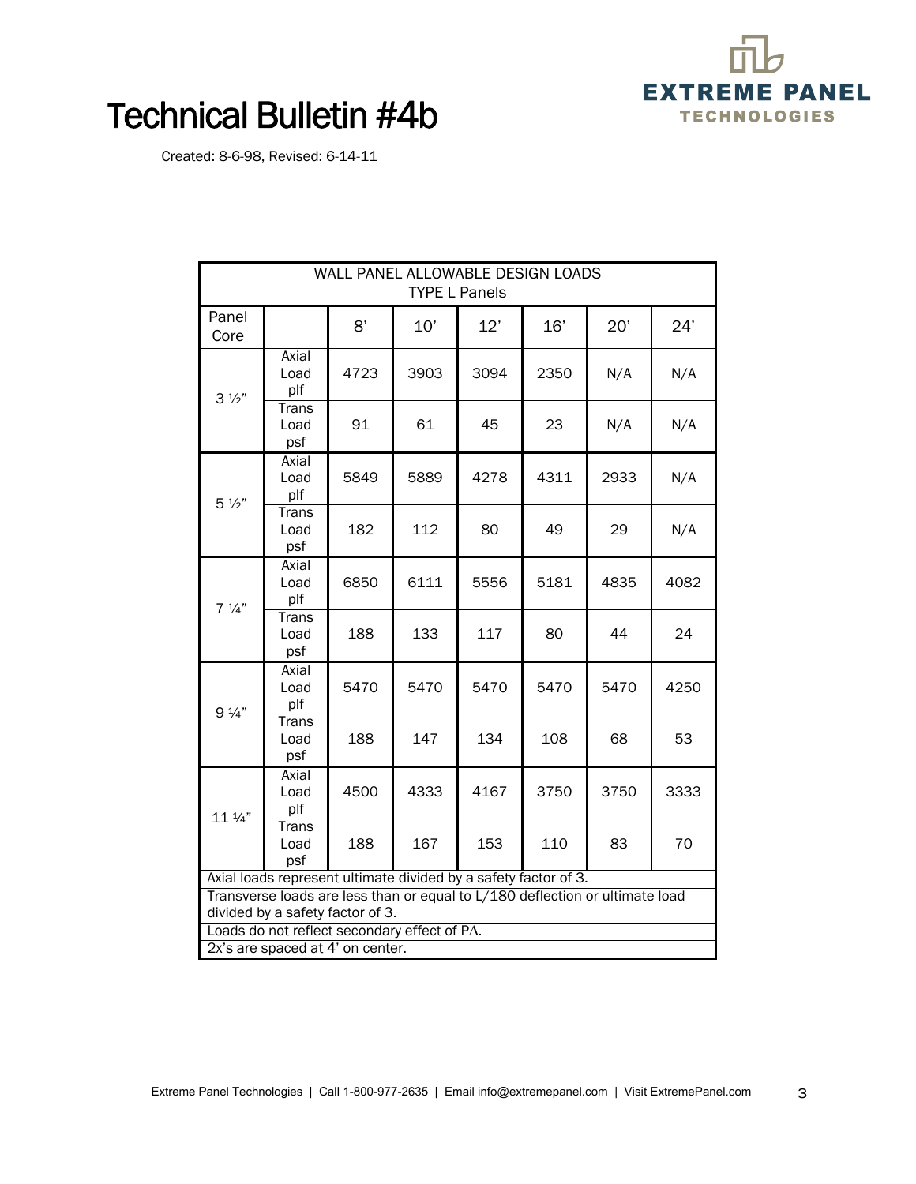# Technical Bulletin #4b

Created: 8-6-98, Revised: 6-14-11

| WALL PANEL ALLOWABLE DESIGN LOADS TYPE L Panels | | | | | | | |
|---|---|---|---|---|---|---|---|
| Panel Core | | 8' | 10' | 12' | 16' | 20' | 24' |
| 3 ½" | Axial Load plf | 4723 | 3903 | 3094 | 2350 | N/A | N/A |
| | Trans Load psf | 91 | 61 | 45 | 23 | N/A | N/A |
| 5 ½" | Axial Load plf | 5849 | 5889 | 4278 | 4311 | 2933 | N/A |
| | Trans Load psf | 182 | 112 | 80 | 49 | 29 | N/A |
| 7 ¼" | Axial Load plf | 6850 | 6111 | 5556 | 5181 | 4835 | 4082 |
| | Trans Load psf | 188 | 133 | 117 | 80 | 44 | 24 |
| 9 ¼" | Axial Load plf | 5470 | 5470 | 5470 | 5470 | 5470 | 4250 |
| | Trans Load psf | 188 | 147 | 134 | 108 | 68 | 53 |
| 11 ¼" | Axial Load plf | 4500 | 4333 | 4167 | 3750 | 3750 | 3333 |
| | Trans Load psf | 188 | 167 | 153 | 110 | 83 | 70 |

Axial loads represent ultimate divided by a safety factor of 3.

Transverse loads are less than or equal to L/180 deflection or ultimate load divided by a safety factor of 3.

Loads do not reflect secondary effect of PΔ.

2x's are spaced at 4' on center.